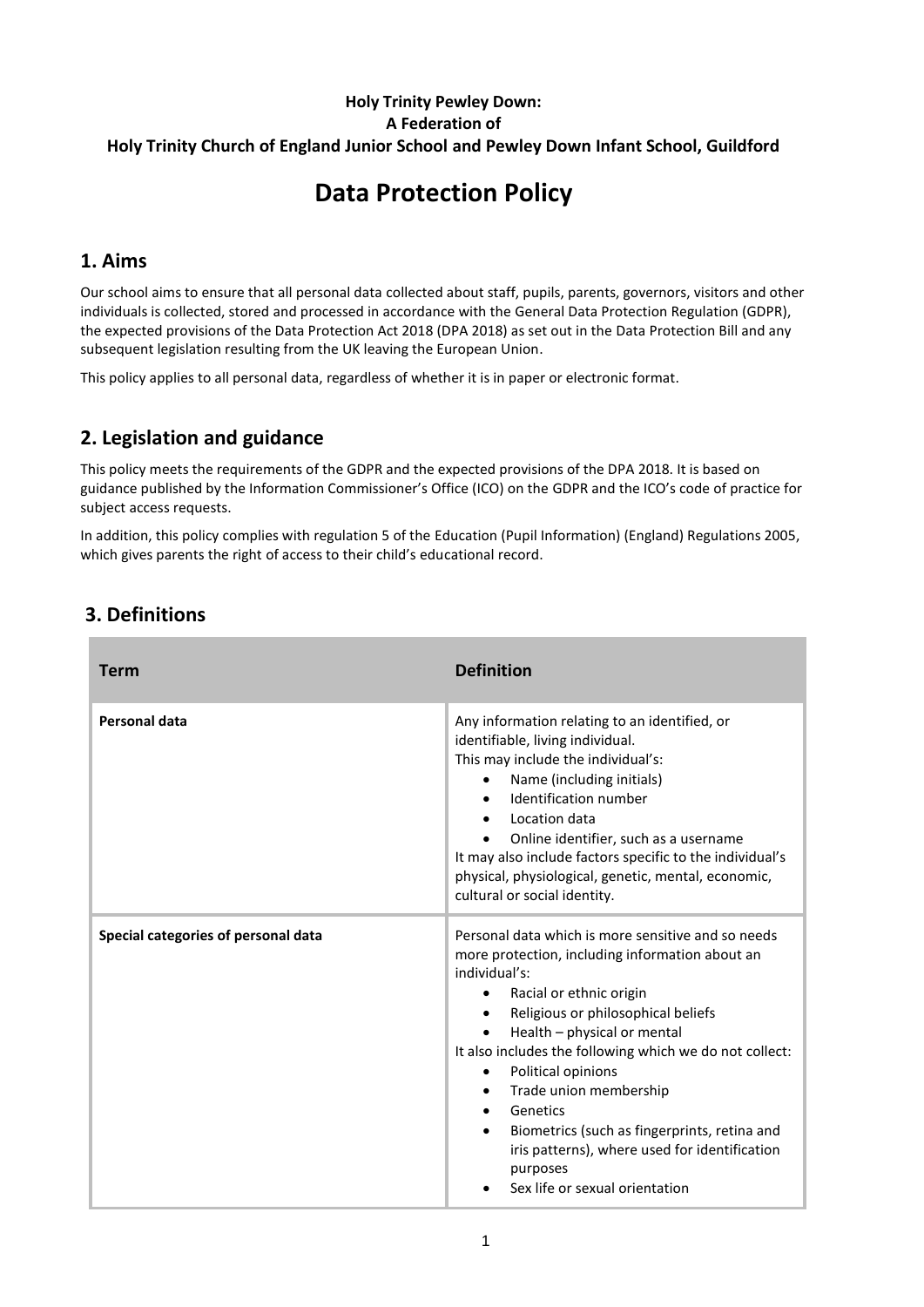**Holy Trinity Pewley Down:**
**A Federation of**
**Holy Trinity Church of England Junior School and Pewley Down Infant School, Guildford**

# Data Protection Policy

## 1. Aims

Our school aims to ensure that all personal data collected about staff, pupils, parents, governors, visitors and other individuals is collected, stored and processed in accordance with the General Data Protection Regulation (GDPR), the expected provisions of the Data Protection Act 2018 (DPA 2018) as set out in the Data Protection Bill and any subsequent legislation resulting from the UK leaving the European Union.

This policy applies to all personal data, regardless of whether it is in paper or electronic format.

## 2. Legislation and guidance

This policy meets the requirements of the GDPR and the expected provisions of the DPA 2018. It is based on guidance published by the Information Commissioner's Office (ICO) on the GDPR and the ICO's code of practice for subject access requests.

In addition, this policy complies with regulation 5 of the Education (Pupil Information) (England) Regulations 2005, which gives parents the right of access to their child's educational record.

## 3. Definitions

| Term | Definition |
|---|---|
| **Personal data** | Any information relating to an identified, or identifiable, living individual.<br>This may include the individual's:<br>• Name (including initials)<br>• Identification number<br>• Location data<br>• Online identifier, such as a username<br>It may also include factors specific to the individual's physical, physiological, genetic, mental, economic, cultural or social identity. |
| **Special categories of personal data** | Personal data which is more sensitive and so needs more protection, including information about an individual's:<br>• Racial or ethnic origin<br>• Religious or philosophical beliefs<br>• Health – physical or mental<br>It also includes the following which we do not collect:<br>• Political opinions<br>• Trade union membership<br>• Genetics<br>• Biometrics (such as fingerprints, retina and iris patterns), where used for identification purposes<br>• Sex life or sexual orientation |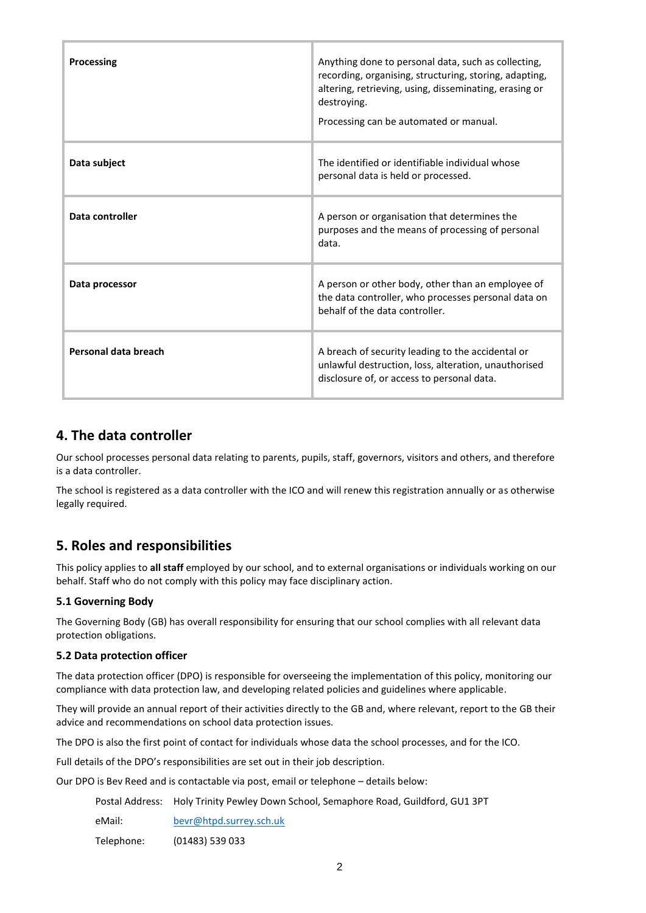| | |
|---|---|
| **Processing** | Anything done to personal data, such as collecting, recording, organising, structuring, storing, adapting, altering, retrieving, using, disseminating, erasing or destroying.<br><br>Processing can be automated or manual. |
| **Data subject** | The identified or identifiable individual whose personal data is held or processed. |
| **Data controller** | A person or organisation that determines the purposes and the means of processing of personal data. |
| **Data processor** | A person or other body, other than an employee of the data controller, who processes personal data on behalf of the data controller. |
| **Personal data breach** | A breach of security leading to the accidental or unlawful destruction, loss, alteration, unauthorised disclosure of, or access to personal data. |

## 4. The data controller

Our school processes personal data relating to parents, pupils, staff, governors, visitors and others, and therefore is a data controller.

The school is registered as a data controller with the ICO and will renew this registration annually or as otherwise legally required.

## 5. Roles and responsibilities

This policy applies to **all staff** employed by our school, and to external organisations or individuals working on our behalf. Staff who do not comply with this policy may face disciplinary action.

### 5.1 Governing Body

The Governing Body (GB) has overall responsibility for ensuring that our school complies with all relevant data protection obligations.

### 5.2 Data protection officer

The data protection officer (DPO) is responsible for overseeing the implementation of this policy, monitoring our compliance with data protection law, and developing related policies and guidelines where applicable.

They will provide an annual report of their activities directly to the GB and, where relevant, report to the GB their advice and recommendations on school data protection issues.

The DPO is also the first point of contact for individuals whose data the school processes, and for the ICO.

Full details of the DPO's responsibilities are set out in their job description.

Our DPO is Bev Reed and is contactable via post, email or telephone – details below:

Postal Address: Holy Trinity Pewley Down School, Semaphore Road, Guildford, GU1 3PT

eMail: bevr@htpd.surrey.sch.uk

Telephone: (01483) 539 033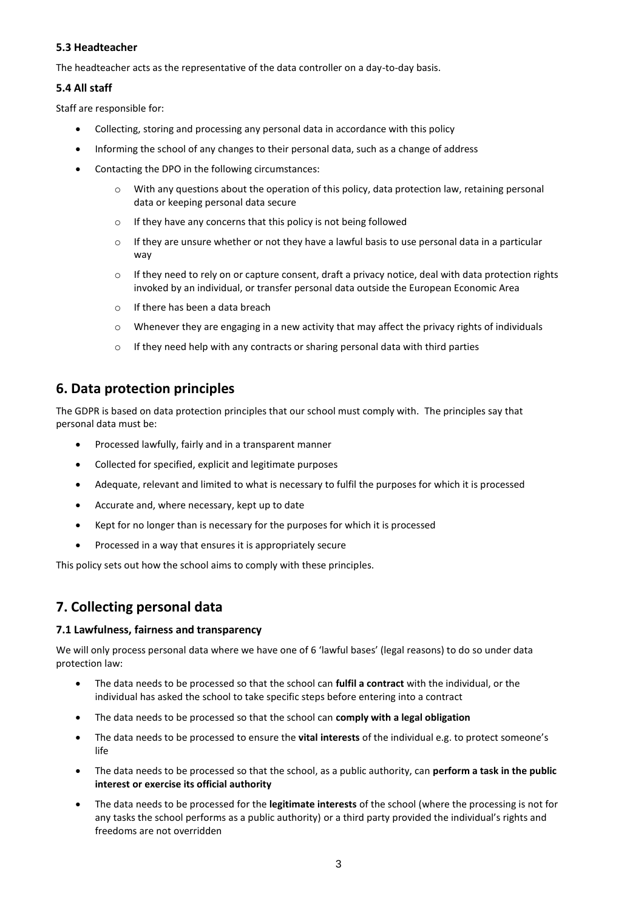### 5.3 Headteacher

The headteacher acts as the representative of the data controller on a day-to-day basis.

### 5.4 All staff

Staff are responsible for:

- Collecting, storing and processing any personal data in accordance with this policy
- Informing the school of any changes to their personal data, such as a change of address
- Contacting the DPO in the following circumstances:
    - With any questions about the operation of this policy, data protection law, retaining personal data or keeping personal data secure
    - If they have any concerns that this policy is not being followed
    - If they are unsure whether or not they have a lawful basis to use personal data in a particular way
    - If they need to rely on or capture consent, draft a privacy notice, deal with data protection rights invoked by an individual, or transfer personal data outside the European Economic Area
    - If there has been a data breach
    - Whenever they are engaging in a new activity that may affect the privacy rights of individuals
    - If they need help with any contracts or sharing personal data with third parties

## 6. Data protection principles

The GDPR is based on data protection principles that our school must comply with. The principles say that personal data must be:

- Processed lawfully, fairly and in a transparent manner
- Collected for specified, explicit and legitimate purposes
- Adequate, relevant and limited to what is necessary to fulfil the purposes for which it is processed
- Accurate and, where necessary, kept up to date
- Kept for no longer than is necessary for the purposes for which it is processed
- Processed in a way that ensures it is appropriately secure

This policy sets out how the school aims to comply with these principles.

## 7. Collecting personal data

### 7.1 Lawfulness, fairness and transparency

We will only process personal data where we have one of 6 'lawful bases' (legal reasons) to do so under data protection law:

- The data needs to be processed so that the school can **fulfil a contract** with the individual, or the individual has asked the school to take specific steps before entering into a contract
- The data needs to be processed so that the school can **comply with a legal obligation**
- The data needs to be processed to ensure the **vital interests** of the individual e.g. to protect someone's life
- The data needs to be processed so that the school, as a public authority, can **perform a task in the public interest or exercise its official authority**
- The data needs to be processed for the **legitimate interests** of the school (where the processing is not for any tasks the school performs as a public authority) or a third party provided the individual's rights and freedoms are not overridden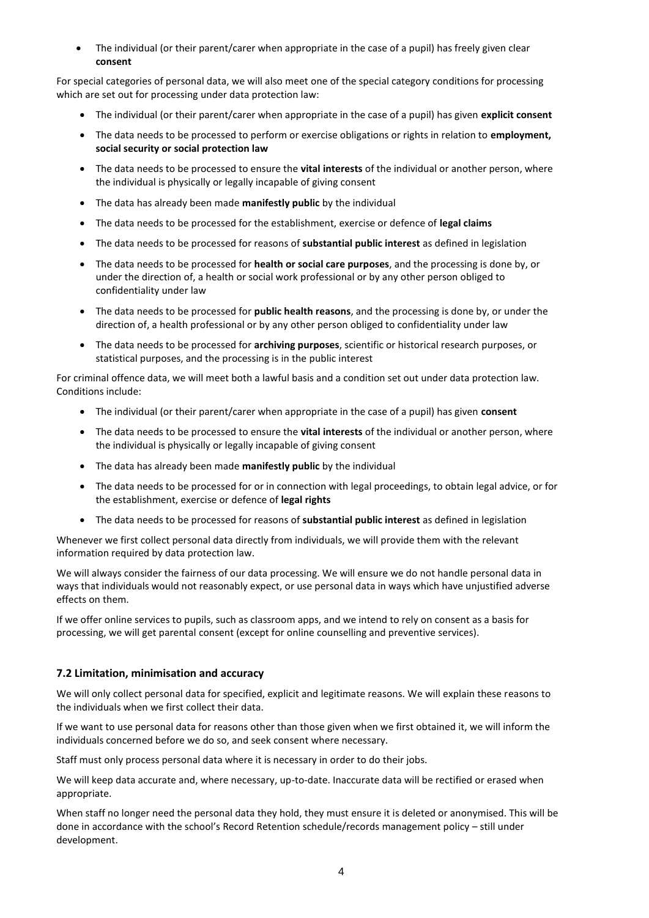- The individual (or their parent/carer when appropriate in the case of a pupil) has freely given clear **consent**

For special categories of personal data, we will also meet one of the special category conditions for processing which are set out for processing under data protection law:

- The individual (or their parent/carer when appropriate in the case of a pupil) has given **explicit consent**
- The data needs to be processed to perform or exercise obligations or rights in relation to **employment, social security or social protection law**
- The data needs to be processed to ensure the **vital interests** of the individual or another person, where the individual is physically or legally incapable of giving consent
- The data has already been made **manifestly public** by the individual
- The data needs to be processed for the establishment, exercise or defence of **legal claims**
- The data needs to be processed for reasons of **substantial public interest** as defined in legislation
- The data needs to be processed for **health or social care purposes**, and the processing is done by, or under the direction of, a health or social work professional or by any other person obliged to confidentiality under law
- The data needs to be processed for **public health reasons**, and the processing is done by, or under the direction of, a health professional or by any other person obliged to confidentiality under law
- The data needs to be processed for **archiving purposes**, scientific or historical research purposes, or statistical purposes, and the processing is in the public interest

For criminal offence data, we will meet both a lawful basis and a condition set out under data protection law. Conditions include:

- The individual (or their parent/carer when appropriate in the case of a pupil) has given **consent**
- The data needs to be processed to ensure the **vital interests** of the individual or another person, where the individual is physically or legally incapable of giving consent
- The data has already been made **manifestly public** by the individual
- The data needs to be processed for or in connection with legal proceedings, to obtain legal advice, or for the establishment, exercise or defence of **legal rights**
- The data needs to be processed for reasons of **substantial public interest** as defined in legislation

Whenever we first collect personal data directly from individuals, we will provide them with the relevant information required by data protection law.

We will always consider the fairness of our data processing. We will ensure we do not handle personal data in ways that individuals would not reasonably expect, or use personal data in ways which have unjustified adverse effects on them.

If we offer online services to pupils, such as classroom apps, and we intend to rely on consent as a basis for processing, we will get parental consent (except for online counselling and preventive services).

### 7.2 Limitation, minimisation and accuracy

We will only collect personal data for specified, explicit and legitimate reasons. We will explain these reasons to the individuals when we first collect their data.

If we want to use personal data for reasons other than those given when we first obtained it, we will inform the individuals concerned before we do so, and seek consent where necessary.

Staff must only process personal data where it is necessary in order to do their jobs.

We will keep data accurate and, where necessary, up-to-date. Inaccurate data will be rectified or erased when appropriate.

When staff no longer need the personal data they hold, they must ensure it is deleted or anonymised. This will be done in accordance with the school's Record Retention schedule/records management policy – still under development.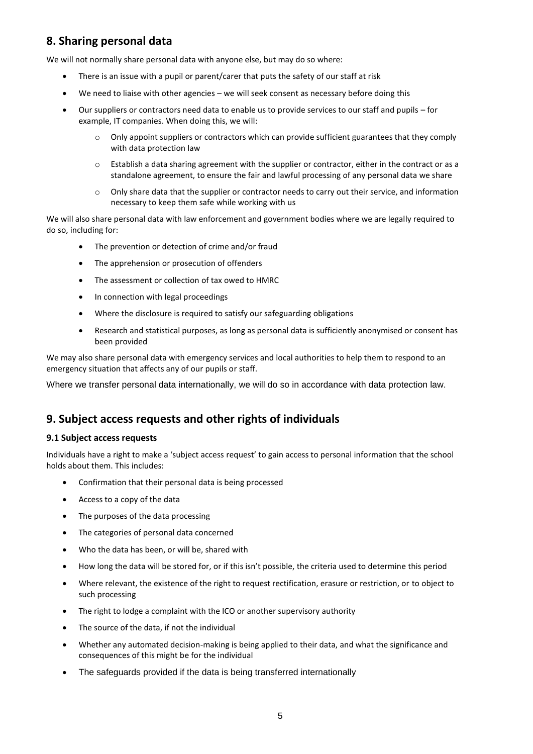## 8. Sharing personal data

We will not normally share personal data with anyone else, but may do so where:

- There is an issue with a pupil or parent/carer that puts the safety of our staff at risk
- We need to liaise with other agencies – we will seek consent as necessary before doing this
- Our suppliers or contractors need data to enable us to provide services to our staff and pupils – for example, IT companies. When doing this, we will:
    - Only appoint suppliers or contractors which can provide sufficient guarantees that they comply with data protection law
    - Establish a data sharing agreement with the supplier or contractor, either in the contract or as a standalone agreement, to ensure the fair and lawful processing of any personal data we share
    - Only share data that the supplier or contractor needs to carry out their service, and information necessary to keep them safe while working with us

We will also share personal data with law enforcement and government bodies where we are legally required to do so, including for:

- The prevention or detection of crime and/or fraud
- The apprehension or prosecution of offenders
- The assessment or collection of tax owed to HMRC
- In connection with legal proceedings
- Where the disclosure is required to satisfy our safeguarding obligations
- Research and statistical purposes, as long as personal data is sufficiently anonymised or consent has been provided

We may also share personal data with emergency services and local authorities to help them to respond to an emergency situation that affects any of our pupils or staff.

Where we transfer personal data internationally, we will do so in accordance with data protection law.

## 9. Subject access requests and other rights of individuals

### 9.1 Subject access requests

Individuals have a right to make a 'subject access request' to gain access to personal information that the school holds about them. This includes:

- Confirmation that their personal data is being processed
- Access to a copy of the data
- The purposes of the data processing
- The categories of personal data concerned
- Who the data has been, or will be, shared with
- How long the data will be stored for, or if this isn't possible, the criteria used to determine this period
- Where relevant, the existence of the right to request rectification, erasure or restriction, or to object to such processing
- The right to lodge a complaint with the ICO or another supervisory authority
- The source of the data, if not the individual
- Whether any automated decision-making is being applied to their data, and what the significance and consequences of this might be for the individual
- The safeguards provided if the data is being transferred internationally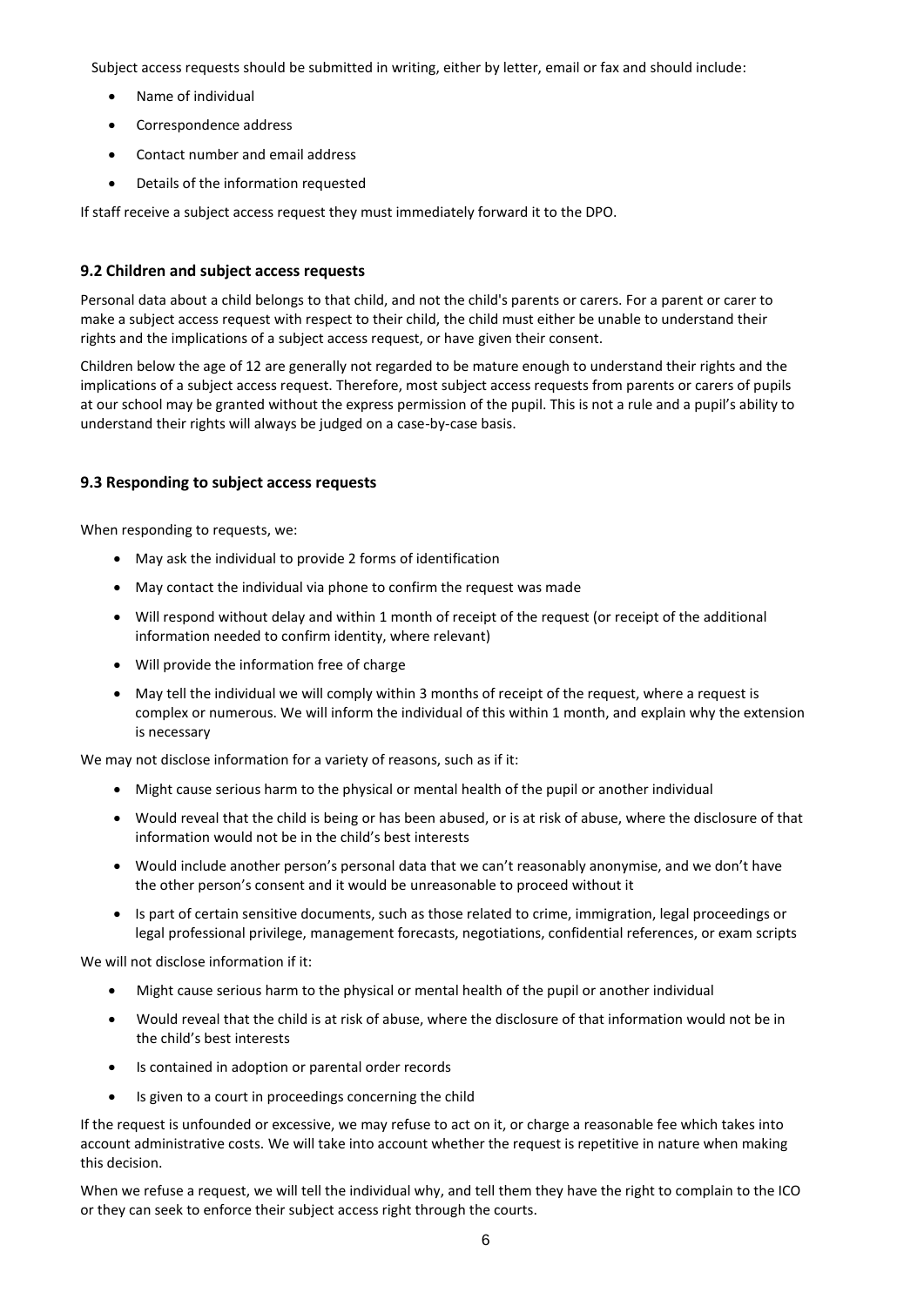Subject access requests should be submitted in writing, either by letter, email or fax and should include:

- Name of individual
- Correspondence address
- Contact number and email address
- Details of the information requested

If staff receive a subject access request they must immediately forward it to the DPO.

### 9.2 Children and subject access requests

Personal data about a child belongs to that child, and not the child's parents or carers. For a parent or carer to make a subject access request with respect to their child, the child must either be unable to understand their rights and the implications of a subject access request, or have given their consent.

Children below the age of 12 are generally not regarded to be mature enough to understand their rights and the implications of a subject access request. Therefore, most subject access requests from parents or carers of pupils at our school may be granted without the express permission of the pupil. This is not a rule and a pupil's ability to understand their rights will always be judged on a case-by-case basis.

### 9.3 Responding to subject access requests

When responding to requests, we:

- May ask the individual to provide 2 forms of identification
- May contact the individual via phone to confirm the request was made
- Will respond without delay and within 1 month of receipt of the request (or receipt of the additional information needed to confirm identity, where relevant)
- Will provide the information free of charge
- May tell the individual we will comply within 3 months of receipt of the request, where a request is complex or numerous. We will inform the individual of this within 1 month, and explain why the extension is necessary

We may not disclose information for a variety of reasons, such as if it:

- Might cause serious harm to the physical or mental health of the pupil or another individual
- Would reveal that the child is being or has been abused, or is at risk of abuse, where the disclosure of that information would not be in the child's best interests
- Would include another person's personal data that we can't reasonably anonymise, and we don't have the other person's consent and it would be unreasonable to proceed without it
- Is part of certain sensitive documents, such as those related to crime, immigration, legal proceedings or legal professional privilege, management forecasts, negotiations, confidential references, or exam scripts

We will not disclose information if it:

- Might cause serious harm to the physical or mental health of the pupil or another individual
- Would reveal that the child is at risk of abuse, where the disclosure of that information would not be in the child's best interests
- Is contained in adoption or parental order records
- Is given to a court in proceedings concerning the child

If the request is unfounded or excessive, we may refuse to act on it, or charge a reasonable fee which takes into account administrative costs. We will take into account whether the request is repetitive in nature when making this decision.

When we refuse a request, we will tell the individual why, and tell them they have the right to complain to the ICO or they can seek to enforce their subject access right through the courts.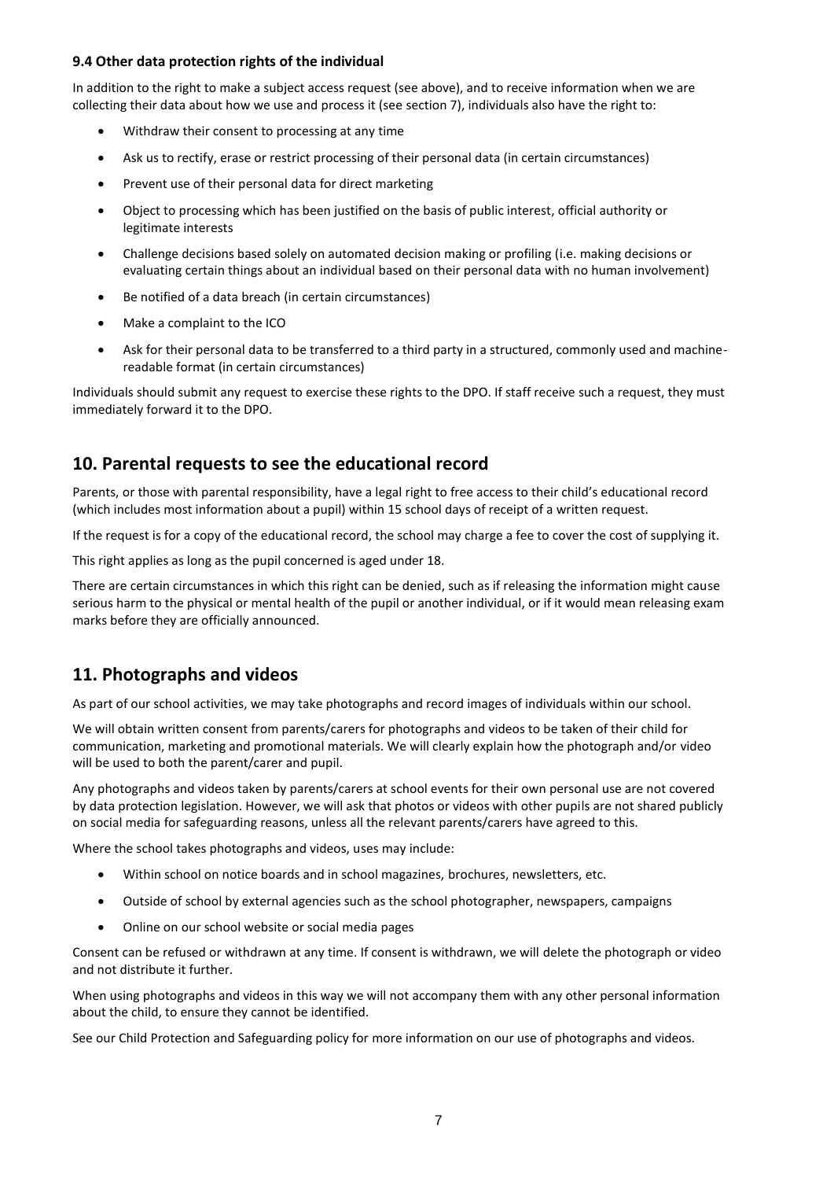### 9.4 Other data protection rights of the individual

In addition to the right to make a subject access request (see above), and to receive information when we are collecting their data about how we use and process it (see section 7), individuals also have the right to:

- Withdraw their consent to processing at any time
- Ask us to rectify, erase or restrict processing of their personal data (in certain circumstances)
- Prevent use of their personal data for direct marketing
- Object to processing which has been justified on the basis of public interest, official authority or legitimate interests
- Challenge decisions based solely on automated decision making or profiling (i.e. making decisions or evaluating certain things about an individual based on their personal data with no human involvement)
- Be notified of a data breach (in certain circumstances)
- Make a complaint to the ICO
- Ask for their personal data to be transferred to a third party in a structured, commonly used and machine-readable format (in certain circumstances)

Individuals should submit any request to exercise these rights to the DPO. If staff receive such a request, they must immediately forward it to the DPO.

## 10. Parental requests to see the educational record

Parents, or those with parental responsibility, have a legal right to free access to their child's educational record (which includes most information about a pupil) within 15 school days of receipt of a written request.

If the request is for a copy of the educational record, the school may charge a fee to cover the cost of supplying it.

This right applies as long as the pupil concerned is aged under 18.

There are certain circumstances in which this right can be denied, such as if releasing the information might cause serious harm to the physical or mental health of the pupil or another individual, or if it would mean releasing exam marks before they are officially announced.

## 11. Photographs and videos

As part of our school activities, we may take photographs and record images of individuals within our school.

We will obtain written consent from parents/carers for photographs and videos to be taken of their child for communication, marketing and promotional materials. We will clearly explain how the photograph and/or video will be used to both the parent/carer and pupil.

Any photographs and videos taken by parents/carers at school events for their own personal use are not covered by data protection legislation. However, we will ask that photos or videos with other pupils are not shared publicly on social media for safeguarding reasons, unless all the relevant parents/carers have agreed to this.

Where the school takes photographs and videos, uses may include:

- Within school on notice boards and in school magazines, brochures, newsletters, etc.
- Outside of school by external agencies such as the school photographer, newspapers, campaigns
- Online on our school website or social media pages

Consent can be refused or withdrawn at any time. If consent is withdrawn, we will delete the photograph or video and not distribute it further.

When using photographs and videos in this way we will not accompany them with any other personal information about the child, to ensure they cannot be identified.

See our Child Protection and Safeguarding policy for more information on our use of photographs and videos.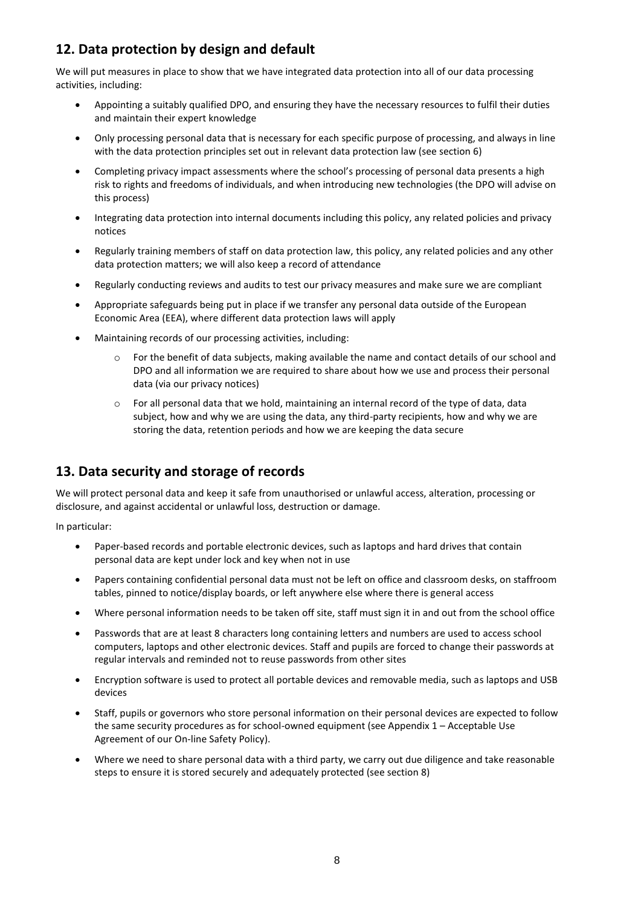## 12. Data protection by design and default

We will put measures in place to show that we have integrated data protection into all of our data processing activities, including:

- Appointing a suitably qualified DPO, and ensuring they have the necessary resources to fulfil their duties and maintain their expert knowledge
- Only processing personal data that is necessary for each specific purpose of processing, and always in line with the data protection principles set out in relevant data protection law (see section 6)
- Completing privacy impact assessments where the school's processing of personal data presents a high risk to rights and freedoms of individuals, and when introducing new technologies (the DPO will advise on this process)
- Integrating data protection into internal documents including this policy, any related policies and privacy notices
- Regularly training members of staff on data protection law, this policy, any related policies and any other data protection matters; we will also keep a record of attendance
- Regularly conducting reviews and audits to test our privacy measures and make sure we are compliant
- Appropriate safeguards being put in place if we transfer any personal data outside of the European Economic Area (EEA), where different data protection laws will apply
- Maintaining records of our processing activities, including:
  - For the benefit of data subjects, making available the name and contact details of our school and DPO and all information we are required to share about how we use and process their personal data (via our privacy notices)
  - For all personal data that we hold, maintaining an internal record of the type of data, data subject, how and why we are using the data, any third-party recipients, how and why we are storing the data, retention periods and how we are keeping the data secure

## 13. Data security and storage of records

We will protect personal data and keep it safe from unauthorised or unlawful access, alteration, processing or disclosure, and against accidental or unlawful loss, destruction or damage.

In particular:

- Paper-based records and portable electronic devices, such as laptops and hard drives that contain personal data are kept under lock and key when not in use
- Papers containing confidential personal data must not be left on office and classroom desks, on staffroom tables, pinned to notice/display boards, or left anywhere else where there is general access
- Where personal information needs to be taken off site, staff must sign it in and out from the school office
- Passwords that are at least 8 characters long containing letters and numbers are used to access school computers, laptops and other electronic devices. Staff and pupils are forced to change their passwords at regular intervals and reminded not to reuse passwords from other sites
- Encryption software is used to protect all portable devices and removable media, such as laptops and USB devices
- Staff, pupils or governors who store personal information on their personal devices are expected to follow the same security procedures as for school-owned equipment (see Appendix 1 – Acceptable Use Agreement of our On-line Safety Policy).
- Where we need to share personal data with a third party, we carry out due diligence and take reasonable steps to ensure it is stored securely and adequately protected (see section 8)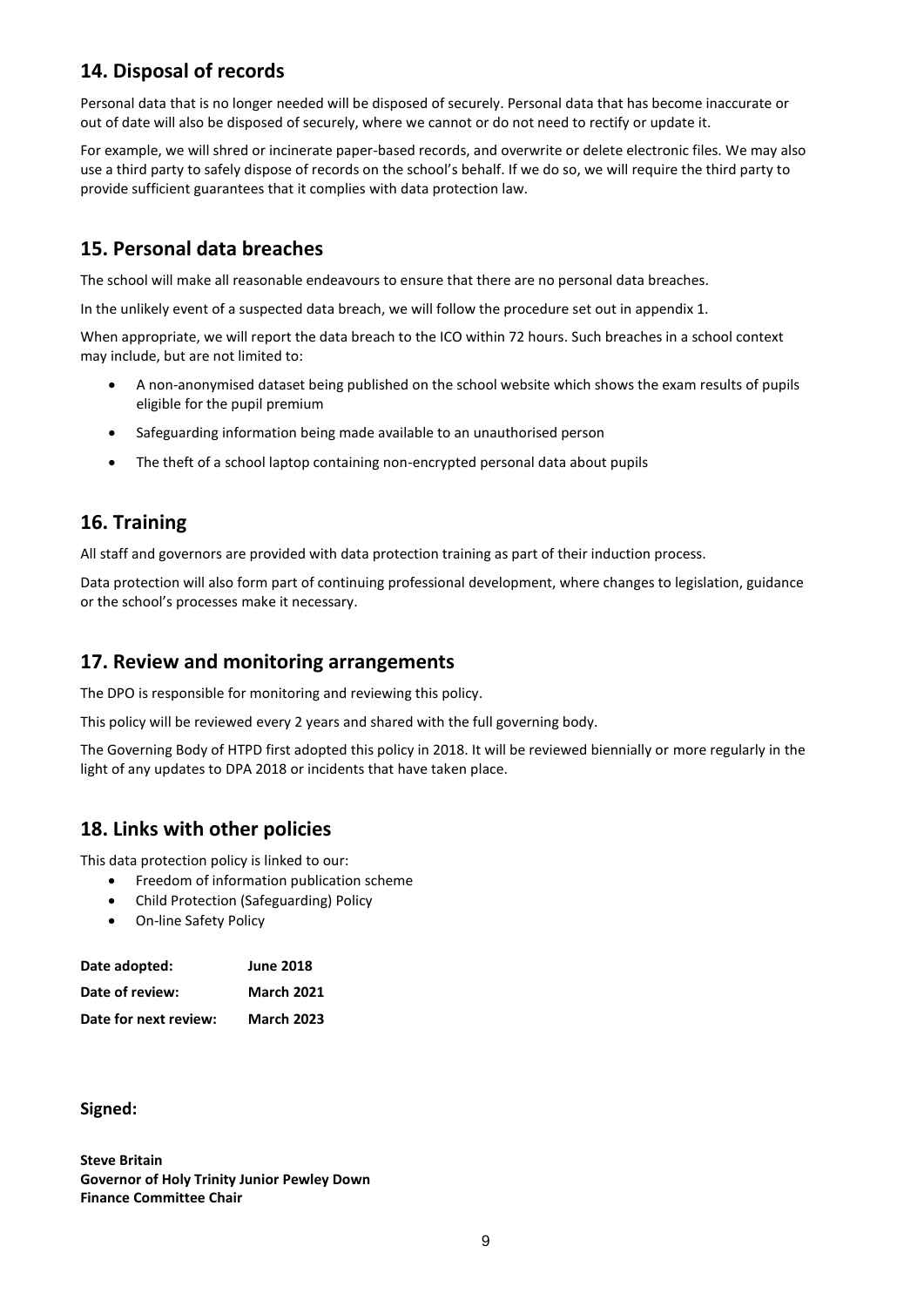## 14. Disposal of records

Personal data that is no longer needed will be disposed of securely. Personal data that has become inaccurate or out of date will also be disposed of securely, where we cannot or do not need to rectify or update it.

For example, we will shred or incinerate paper-based records, and overwrite or delete electronic files. We may also use a third party to safely dispose of records on the school's behalf. If we do so, we will require the third party to provide sufficient guarantees that it complies with data protection law.

## 15. Personal data breaches

The school will make all reasonable endeavours to ensure that there are no personal data breaches.

In the unlikely event of a suspected data breach, we will follow the procedure set out in appendix 1.

When appropriate, we will report the data breach to the ICO within 72 hours. Such breaches in a school context may include, but are not limited to:

- A non-anonymised dataset being published on the school website which shows the exam results of pupils eligible for the pupil premium
- Safeguarding information being made available to an unauthorised person
- The theft of a school laptop containing non-encrypted personal data about pupils

## 16. Training

All staff and governors are provided with data protection training as part of their induction process.

Data protection will also form part of continuing professional development, where changes to legislation, guidance or the school's processes make it necessary.

## 17. Review and monitoring arrangements

The DPO is responsible for monitoring and reviewing this policy.

This policy will be reviewed every 2 years and shared with the full governing body.

The Governing Body of HTPD first adopted this policy in 2018. It will be reviewed biennially or more regularly in the light of any updates to DPA 2018 or incidents that have taken place.

## 18. Links with other policies

This data protection policy is linked to our:

- Freedom of information publication scheme
- Child Protection (Safeguarding) Policy
- On-line Safety Policy

| | |
|---|---|
| **Date adopted:** | **June 2018** |
| **Date of review:** | **March 2021** |
| **Date for next review:** | **March 2023** |

**Signed:**

**Steve Britain**
**Governor of Holy Trinity Junior Pewley Down**
**Finance Committee Chair**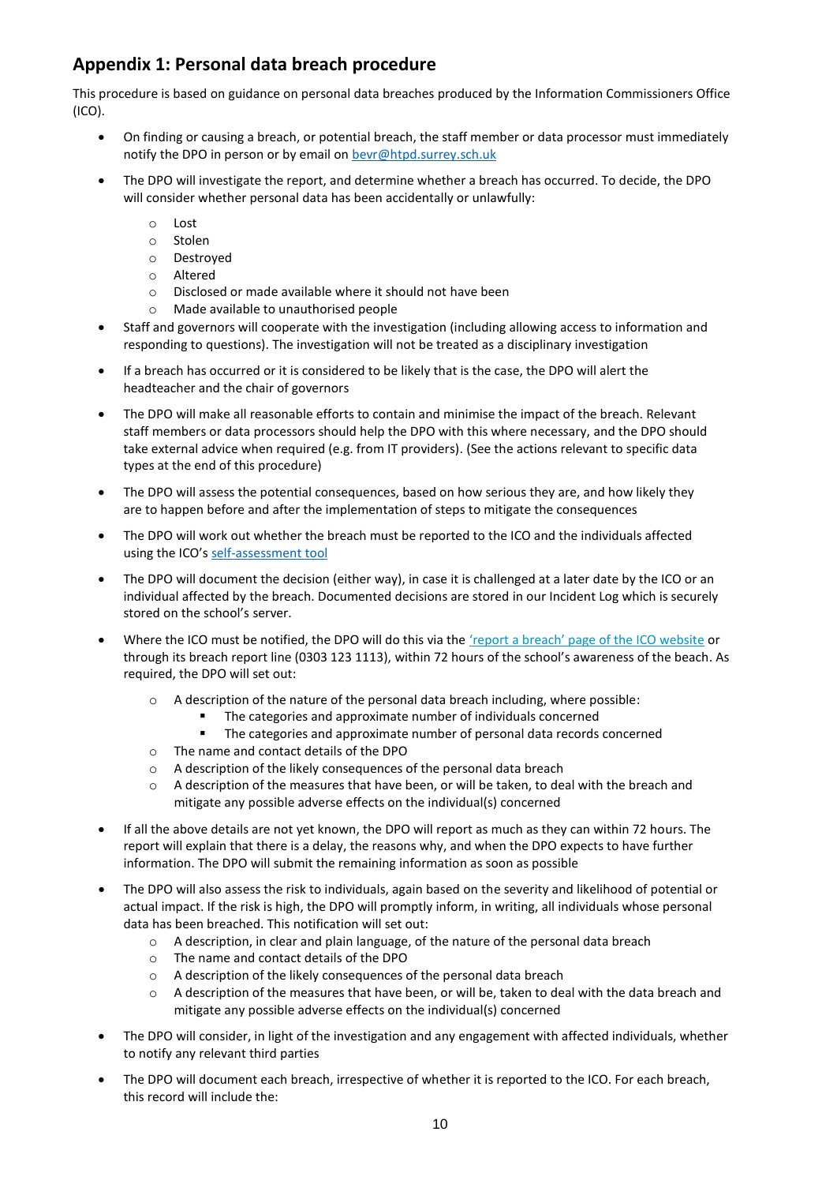## Appendix 1: Personal data breach procedure

This procedure is based on guidance on personal data breaches produced by the Information Commissioners Office (ICO).

- On finding or causing a breach, or potential breach, the staff member or data processor must immediately notify the DPO in person or by email on [bevr@htpd.surrey.sch.uk](mailto:bevr@htpd.surrey.sch.uk)
- The DPO will investigate the report, and determine whether a breach has occurred. To decide, the DPO will consider whether personal data has been accidentally or unlawfully:
    - Lost
    - Stolen
    - Destroyed
    - Altered
    - Disclosed or made available where it should not have been
    - Made available to unauthorised people
- Staff and governors will cooperate with the investigation (including allowing access to information and responding to questions). The investigation will not be treated as a disciplinary investigation
- If a breach has occurred or it is considered to be likely that is the case, the DPO will alert the headteacher and the chair of governors
- The DPO will make all reasonable efforts to contain and minimise the impact of the breach. Relevant staff members or data processors should help the DPO with this where necessary, and the DPO should take external advice when required (e.g. from IT providers). (See the actions relevant to specific data types at the end of this procedure)
- The DPO will assess the potential consequences, based on how serious they are, and how likely they are to happen before and after the implementation of steps to mitigate the consequences
- The DPO will work out whether the breach must be reported to the ICO and the individuals affected using the ICO's self-assessment tool
- The DPO will document the decision (either way), in case it is challenged at a later date by the ICO or an individual affected by the breach. Documented decisions are stored in our Incident Log which is securely stored on the school's server.
- Where the ICO must be notified, the DPO will do this via the 'report a breach' page of the ICO website or through its breach report line (0303 123 1113), within 72 hours of the school's awareness of the beach. As required, the DPO will set out:
    - A description of the nature of the personal data breach including, where possible:
        - The categories and approximate number of individuals concerned
        - The categories and approximate number of personal data records concerned
    - The name and contact details of the DPO
    - A description of the likely consequences of the personal data breach
    - A description of the measures that have been, or will be taken, to deal with the breach and mitigate any possible adverse effects on the individual(s) concerned
- If all the above details are not yet known, the DPO will report as much as they can within 72 hours. The report will explain that there is a delay, the reasons why, and when the DPO expects to have further information. The DPO will submit the remaining information as soon as possible
- The DPO will also assess the risk to individuals, again based on the severity and likelihood of potential or actual impact. If the risk is high, the DPO will promptly inform, in writing, all individuals whose personal data has been breached. This notification will set out:
    - A description, in clear and plain language, of the nature of the personal data breach
    - The name and contact details of the DPO
    - A description of the likely consequences of the personal data breach
    - A description of the measures that have been, or will be, taken to deal with the data breach and mitigate any possible adverse effects on the individual(s) concerned
- The DPO will consider, in light of the investigation and any engagement with affected individuals, whether to notify any relevant third parties
- The DPO will document each breach, irrespective of whether it is reported to the ICO. For each breach, this record will include the: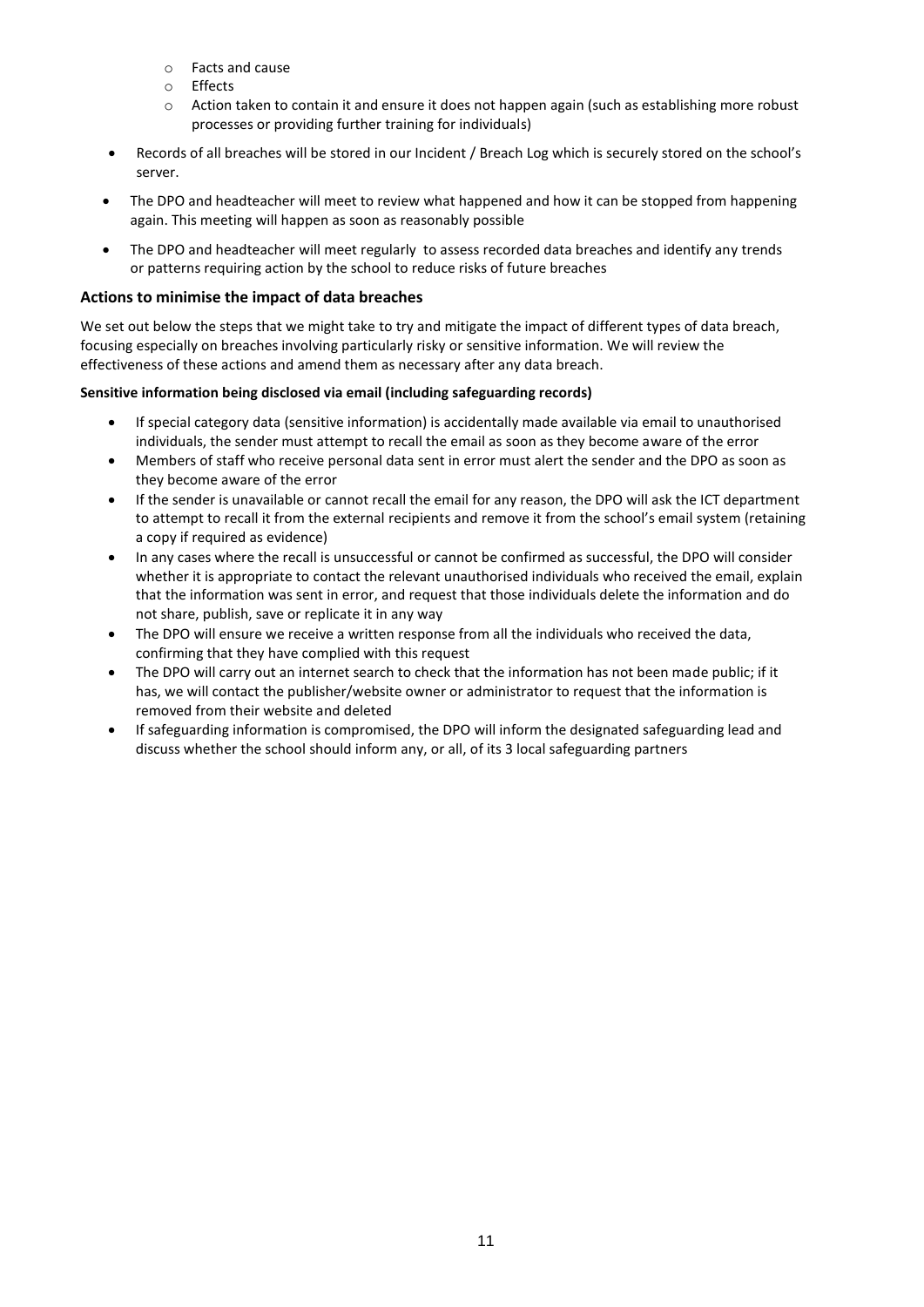- Facts and cause
  - Effects
  - Action taken to contain it and ensure it does not happen again (such as establishing more robust processes or providing further training for individuals)
- Records of all breaches will be stored in our Incident / Breach Log which is securely stored on the school's server.
- The DPO and headteacher will meet to review what happened and how it can be stopped from happening again. This meeting will happen as soon as reasonably possible
- The DPO and headteacher will meet regularly to assess recorded data breaches and identify any trends or patterns requiring action by the school to reduce risks of future breaches

### Actions to minimise the impact of data breaches

We set out below the steps that we might take to try and mitigate the impact of different types of data breach, focusing especially on breaches involving particularly risky or sensitive information. We will review the effectiveness of these actions and amend them as necessary after any data breach.

**Sensitive information being disclosed via email (including safeguarding records)**

- If special category data (sensitive information) is accidentally made available via email to unauthorised individuals, the sender must attempt to recall the email as soon as they become aware of the error
- Members of staff who receive personal data sent in error must alert the sender and the DPO as soon as they become aware of the error
- If the sender is unavailable or cannot recall the email for any reason, the DPO will ask the ICT department to attempt to recall it from the external recipients and remove it from the school's email system (retaining a copy if required as evidence)
- In any cases where the recall is unsuccessful or cannot be confirmed as successful, the DPO will consider whether it is appropriate to contact the relevant unauthorised individuals who received the email, explain that the information was sent in error, and request that those individuals delete the information and do not share, publish, save or replicate it in any way
- The DPO will ensure we receive a written response from all the individuals who received the data, confirming that they have complied with this request
- The DPO will carry out an internet search to check that the information has not been made public; if it has, we will contact the publisher/website owner or administrator to request that the information is removed from their website and deleted
- If safeguarding information is compromised, the DPO will inform the designated safeguarding lead and discuss whether the school should inform any, or all, of its 3 local safeguarding partners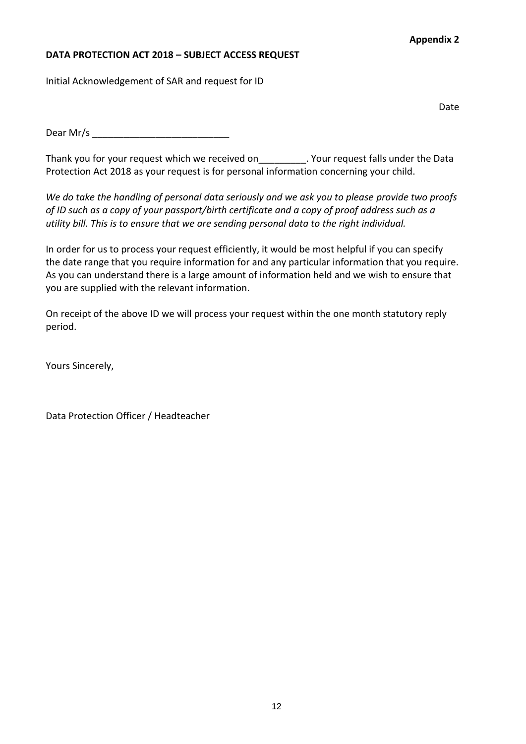**Appendix 2**

**DATA PROTECTION ACT 2018 – SUBJECT ACCESS REQUEST**

Initial Acknowledgement of SAR and request for ID

Date

Dear Mr/s __________________________

Thank you for your request which we received on_________. Your request falls under the Data Protection Act 2018 as your request is for personal information concerning your child.

*We do take the handling of personal data seriously and we ask you to please provide two proofs of ID such as a copy of your passport/birth certificate and a copy of proof address such as a utility bill. This is to ensure that we are sending personal data to the right individual.*

In order for us to process your request efficiently, it would be most helpful if you can specify the date range that you require information for and any particular information that you require. As you can understand there is a large amount of information held and we wish to ensure that you are supplied with the relevant information.

On receipt of the above ID we will process your request within the one month statutory reply period.

Yours Sincerely,

Data Protection Officer / Headteacher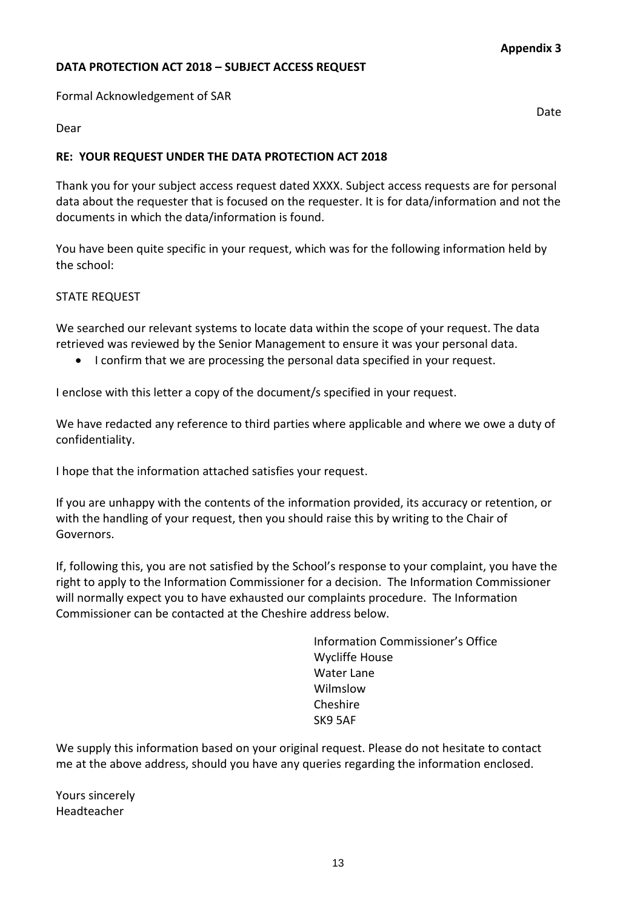**Appendix 3**

**DATA PROTECTION ACT 2018 – SUBJECT ACCESS REQUEST**

Formal Acknowledgement of SAR

Date

Dear

**RE: YOUR REQUEST UNDER THE DATA PROTECTION ACT 2018**

Thank you for your subject access request dated XXXX. Subject access requests are for personal data about the requester that is focused on the requester. It is for data/information and not the documents in which the data/information is found.

You have been quite specific in your request, which was for the following information held by the school:

STATE REQUEST

We searched our relevant systems to locate data within the scope of your request. The data retrieved was reviewed by the Senior Management to ensure it was your personal data.

- I confirm that we are processing the personal data specified in your request.

I enclose with this letter a copy of the document/s specified in your request.

We have redacted any reference to third parties where applicable and where we owe a duty of confidentiality.

I hope that the information attached satisfies your request.

If you are unhappy with the contents of the information provided, its accuracy or retention, or with the handling of your request, then you should raise this by writing to the Chair of Governors.

If, following this, you are not satisfied by the School's response to your complaint, you have the right to apply to the Information Commissioner for a decision. The Information Commissioner will normally expect you to have exhausted our complaints procedure. The Information Commissioner can be contacted at the Cheshire address below.

Information Commissioner's Office
Wycliffe House
Water Lane
Wilmslow
Cheshire
SK9 5AF

We supply this information based on your original request. Please do not hesitate to contact me at the above address, should you have any queries regarding the information enclosed.

Yours sincerely
Headteacher